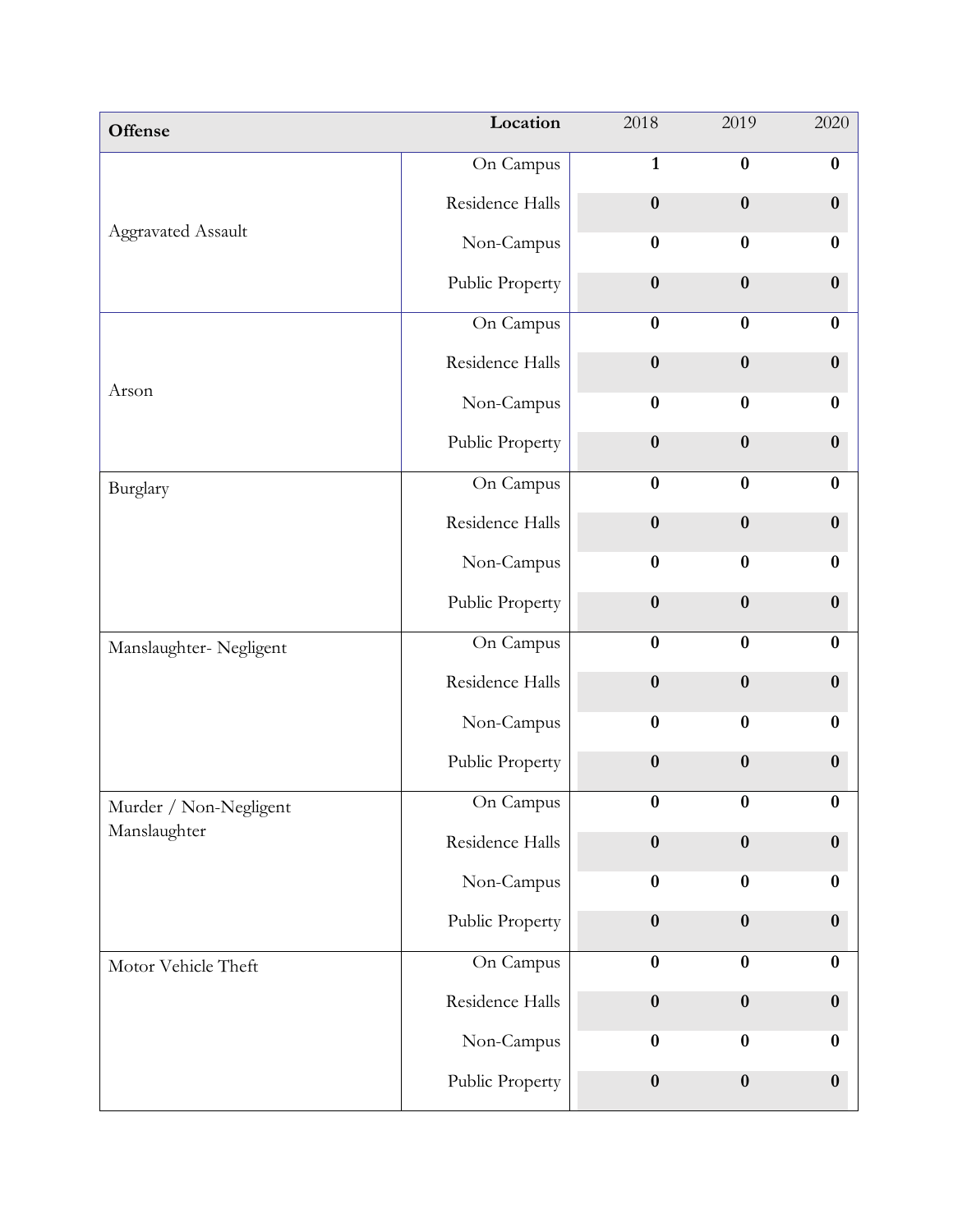| Offense | Location | 2018 | 2019 | 2020 |
|---|---|---|---|---|
| Aggravated Assault | On Campus | **1** | **0** | **0** |
| | Residence Halls | **0** | **0** | **0** |
| | Non-Campus | **0** | **0** | **0** |
| | Public Property | **0** | **0** | **0** |
| Arson | On Campus | **0** | **0** | **0** |
| | Residence Halls | **0** | **0** | **0** |
| | Non-Campus | **0** | **0** | **0** |
| | Public Property | **0** | **0** | **0** |
| Burglary | On Campus | **0** | **0** | **0** |
| | Residence Halls | **0** | **0** | **0** |
| | Non-Campus | **0** | **0** | **0** |
| | Public Property | **0** | **0** | **0** |
| Manslaughter- Negligent | On Campus | **0** | **0** | **0** |
| | Residence Halls | **0** | **0** | **0** |
| | Non-Campus | **0** | **0** | **0** |
| | Public Property | **0** | **0** | **0** |
| Murder / Non-Negligent Manslaughter | On Campus | **0** | **0** | **0** |
| | Residence Halls | **0** | **0** | **0** |
| | Non-Campus | **0** | **0** | **0** |
| | Public Property | **0** | **0** | **0** |
| Motor Vehicle Theft | On Campus | **0** | **0** | **0** |
| | Residence Halls | **0** | **0** | **0** |
| | Non-Campus | **0** | **0** | **0** |
| | Public Property | **0** | **0** | **0** |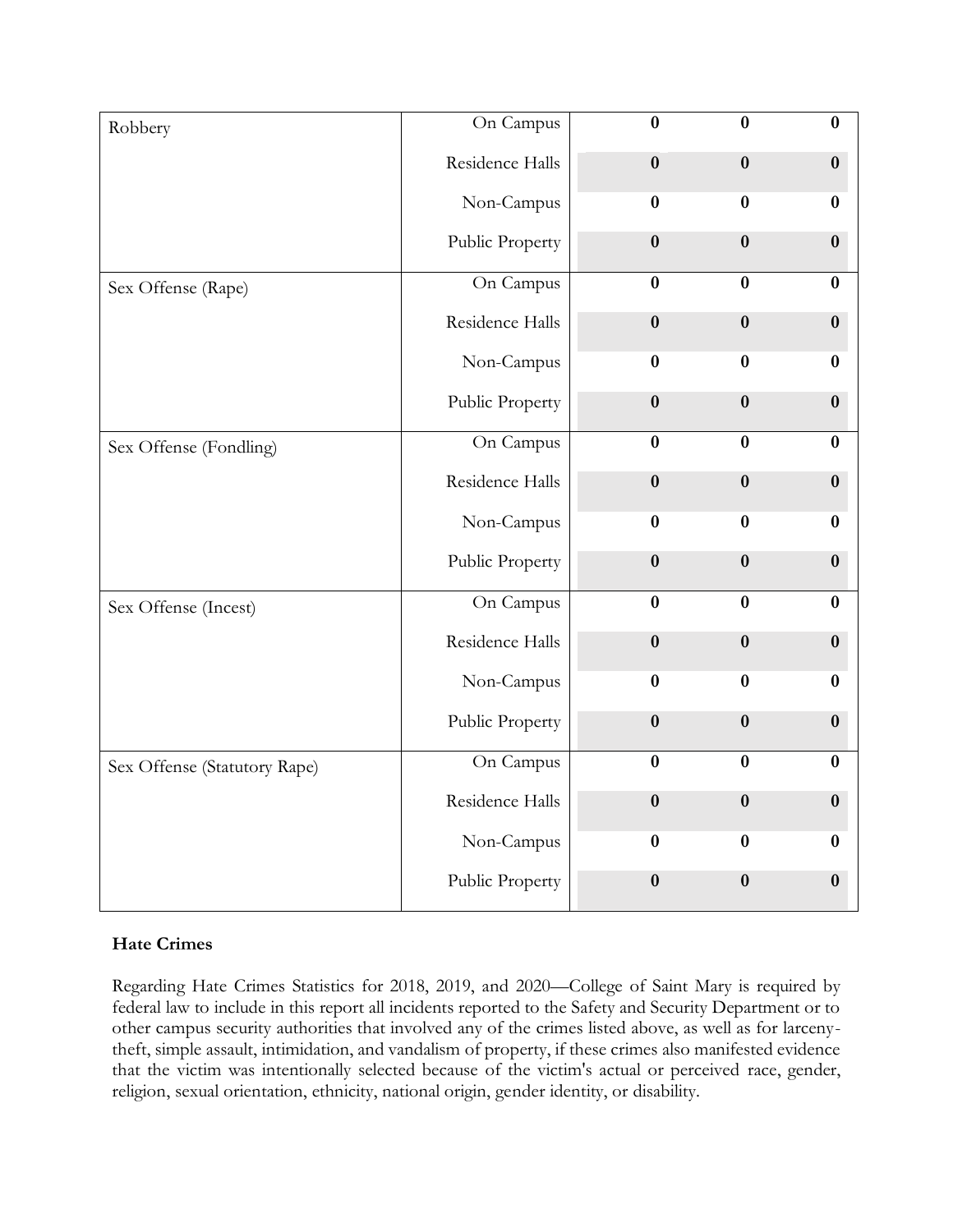| | | | | |
|---|---|---|---|---|
| Robbery | On Campus | **0** | **0** | **0** |
| | Residence Halls | **0** | **0** | **0** |
| | Non-Campus | **0** | **0** | **0** |
| | Public Property | **0** | **0** | **0** |
| Sex Offense (Rape) | On Campus | **0** | **0** | **0** |
| | Residence Halls | **0** | **0** | **0** |
| | Non-Campus | **0** | **0** | **0** |
| | Public Property | **0** | **0** | **0** |
| Sex Offense (Fondling) | On Campus | **0** | **0** | **0** |
| | Residence Halls | **0** | **0** | **0** |
| | Non-Campus | **0** | **0** | **0** |
| | Public Property | **0** | **0** | **0** |
| Sex Offense (Incest) | On Campus | **0** | **0** | **0** |
| | Residence Halls | **0** | **0** | **0** |
| | Non-Campus | **0** | **0** | **0** |
| | Public Property | **0** | **0** | **0** |
| Sex Offense (Statutory Rape) | On Campus | **0** | **0** | **0** |
| | Residence Halls | **0** | **0** | **0** |
| | Non-Campus | **0** | **0** | **0** |
| | Public Property | **0** | **0** | **0** |

**Hate Crimes**

Regarding Hate Crimes Statistics for 2018, 2019, and 2020—College of Saint Mary is required by federal law to include in this report all incidents reported to the Safety and Security Department or to other campus security authorities that involved any of the crimes listed above, as well as for larceny-theft, simple assault, intimidation, and vandalism of property, if these crimes also manifested evidence that the victim was intentionally selected because of the victim's actual or perceived race, gender, religion, sexual orientation, ethnicity, national origin, gender identity, or disability.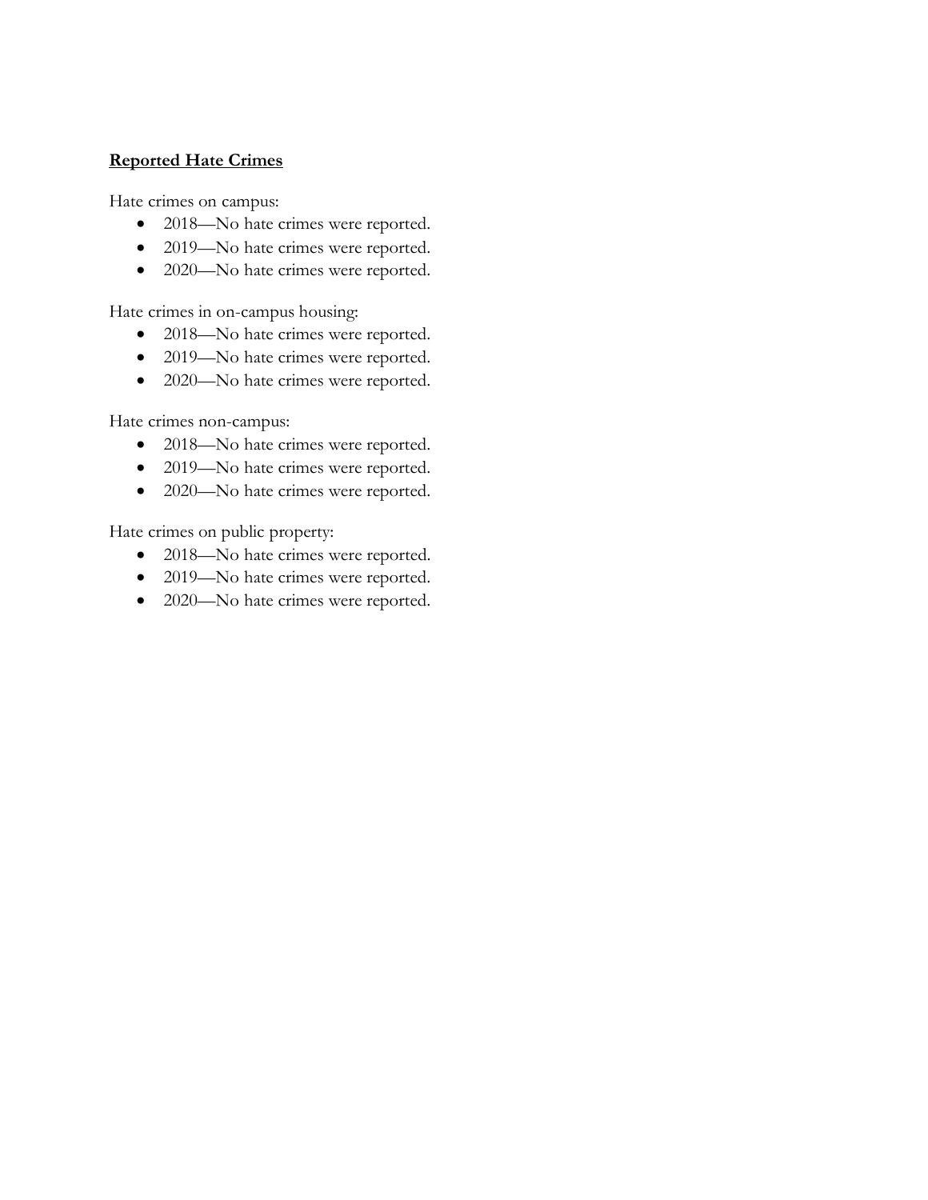**Reported Hate Crimes**

Hate crimes on campus:

- 2018—No hate crimes were reported.
- 2019—No hate crimes were reported.
- 2020—No hate crimes were reported.

Hate crimes in on-campus housing:

- 2018—No hate crimes were reported.
- 2019—No hate crimes were reported.
- 2020—No hate crimes were reported.

Hate crimes non-campus:

- 2018—No hate crimes were reported.
- 2019—No hate crimes were reported.
- 2020—No hate crimes were reported.

Hate crimes on public property:

- 2018—No hate crimes were reported.
- 2019—No hate crimes were reported.
- 2020—No hate crimes were reported.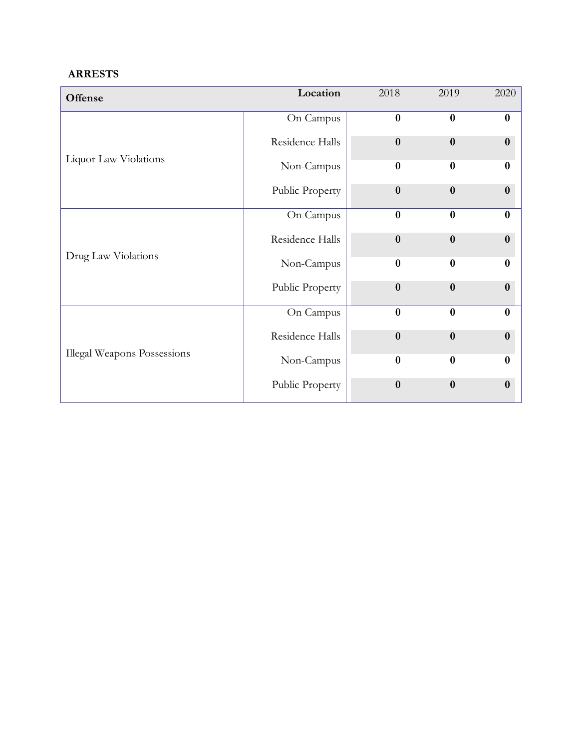**ARRESTS**

| Offense | Location | 2018 | 2019 | 2020 |
|---|---|---|---|---|
| Liquor Law Violations | On Campus | **0** | **0** | **0** |
| | Residence Halls | **0** | **0** | **0** |
| | Non-Campus | **0** | **0** | **0** |
| | Public Property | **0** | **0** | **0** |
| Drug Law Violations | On Campus | **0** | **0** | **0** |
| | Residence Halls | **0** | **0** | **0** |
| | Non-Campus | **0** | **0** | **0** |
| | Public Property | **0** | **0** | **0** |
| Illegal Weapons Possessions | On Campus | **0** | **0** | **0** |
| | Residence Halls | **0** | **0** | **0** |
| | Non-Campus | **0** | **0** | **0** |
| | Public Property | **0** | **0** | **0** |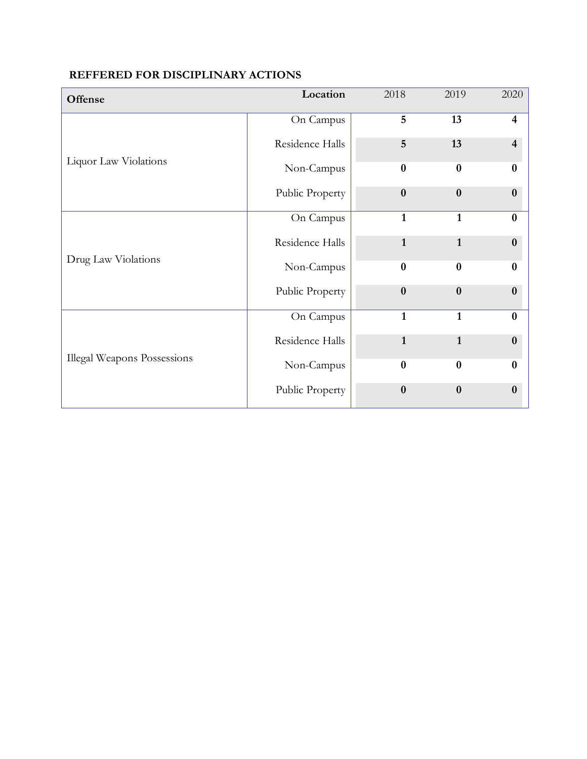**REFFERED FOR DISCIPLINARY ACTIONS**

| Offense | Location | 2018 | 2019 | 2020 |
|---|---|---|---|---|
| Liquor Law Violations | On Campus | **5** | **13** | **4** |
| | Residence Halls | **5** | **13** | **4** |
| | Non-Campus | **0** | **0** | **0** |
| | Public Property | **0** | **0** | **0** |
| Drug Law Violations | On Campus | **1** | **1** | **0** |
| | Residence Halls | **1** | **1** | **0** |
| | Non-Campus | **0** | **0** | **0** |
| | Public Property | **0** | **0** | **0** |
| Illegal Weapons Possessions | On Campus | **1** | **1** | **0** |
| | Residence Halls | **1** | **1** | **0** |
| | Non-Campus | **0** | **0** | **0** |
| | Public Property | **0** | **0** | **0** |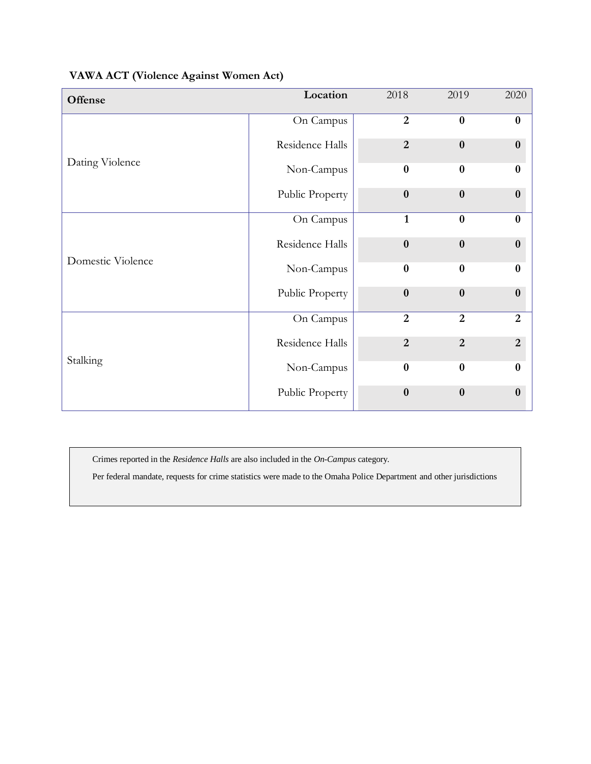**VAWA ACT (Violence Against Women Act)**

| Offense | Location | 2018 | 2019 | 2020 |
|---|---|---|---|---|
| Dating Violence | On Campus | **2** | **0** | **0** |
| | Residence Halls | **2** | **0** | **0** |
| | Non-Campus | **0** | **0** | **0** |
| | Public Property | **0** | **0** | **0** |
| Domestic Violence | On Campus | **1** | **0** | **0** |
| | Residence Halls | **0** | **0** | **0** |
| | Non-Campus | **0** | **0** | **0** |
| | Public Property | **0** | **0** | **0** |
| Stalking | On Campus | **2** | **2** | **2** |
| | Residence Halls | **2** | **2** | **2** |
| | Non-Campus | **0** | **0** | **0** |
| | Public Property | **0** | **0** | **0** |

Crimes reported in the *Residence Halls* are also included in the *On-Campus* category.

Per federal mandate, requests for crime statistics were made to the Omaha Police Department and other jurisdictions